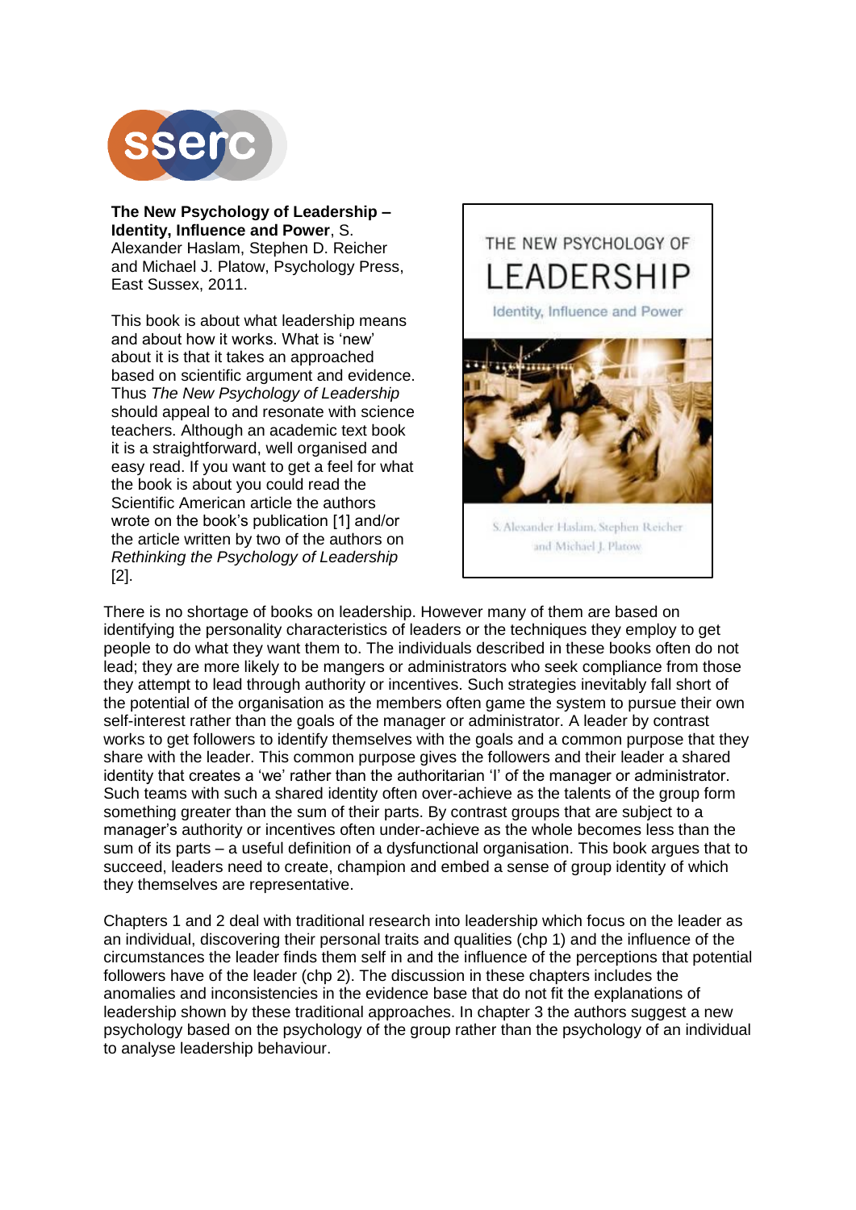**The New Psychology of Leadership – Identity, Influence and Power**, S. Alexander Haslam, Stephen D. Reicher and Michael J. Platow, Psychology Press, East Sussex, 2011.

This book is about what leadership means and about how it works. What is 'new' about it is that it takes an approached based on scientific argument and evidence. Thus *The New Psychology of Leadership* should appeal to and resonate with science teachers. Although an academic text book it is a straightforward, well organised and easy read. If you want to get a feel for what the book is about you could read the Scientific American article the authors wrote on the book's publication [1] and/or the article written by two of the authors on *Rethinking the Psychology of Leadership* [2].

There is no shortage of books on leadership. However many of them are based on identifying the personality characteristics of leaders or the techniques they employ to get people to do what they want them to. The individuals described in these books often do not lead; they are more likely to be mangers or administrators who seek compliance from those they attempt to lead through authority or incentives. Such strategies inevitably fall short of the potential of the organisation as the members often game the system to pursue their own self-interest rather than the goals of the manager or administrator. A leader by contrast works to get followers to identify themselves with the goals and a common purpose that they share with the leader. This common purpose gives the followers and their leader a shared identity that creates a 'we' rather than the authoritarian 'I' of the manager or administrator. Such teams with such a shared identity often over-achieve as the talents of the group form something greater than the sum of their parts. By contrast groups that are subject to a manager's authority or incentives often under-achieve as the whole becomes less than the sum of its parts – a useful definition of a dysfunctional organisation. This book argues that to succeed, leaders need to create, champion and embed a sense of group identity of which they themselves are representative.

Chapters 1 and 2 deal with traditional research into leadership which focus on the leader as an individual, discovering their personal traits and qualities (chp 1) and the influence of the circumstances the leader finds them self in and the influence of the perceptions that potential followers have of the leader (chp 2). The discussion in these chapters includes the anomalies and inconsistencies in the evidence base that do not fit the explanations of leadership shown by these traditional approaches. In chapter 3 the authors suggest a new psychology based on the psychology of the group rather than the psychology of an individual to analyse leadership behaviour.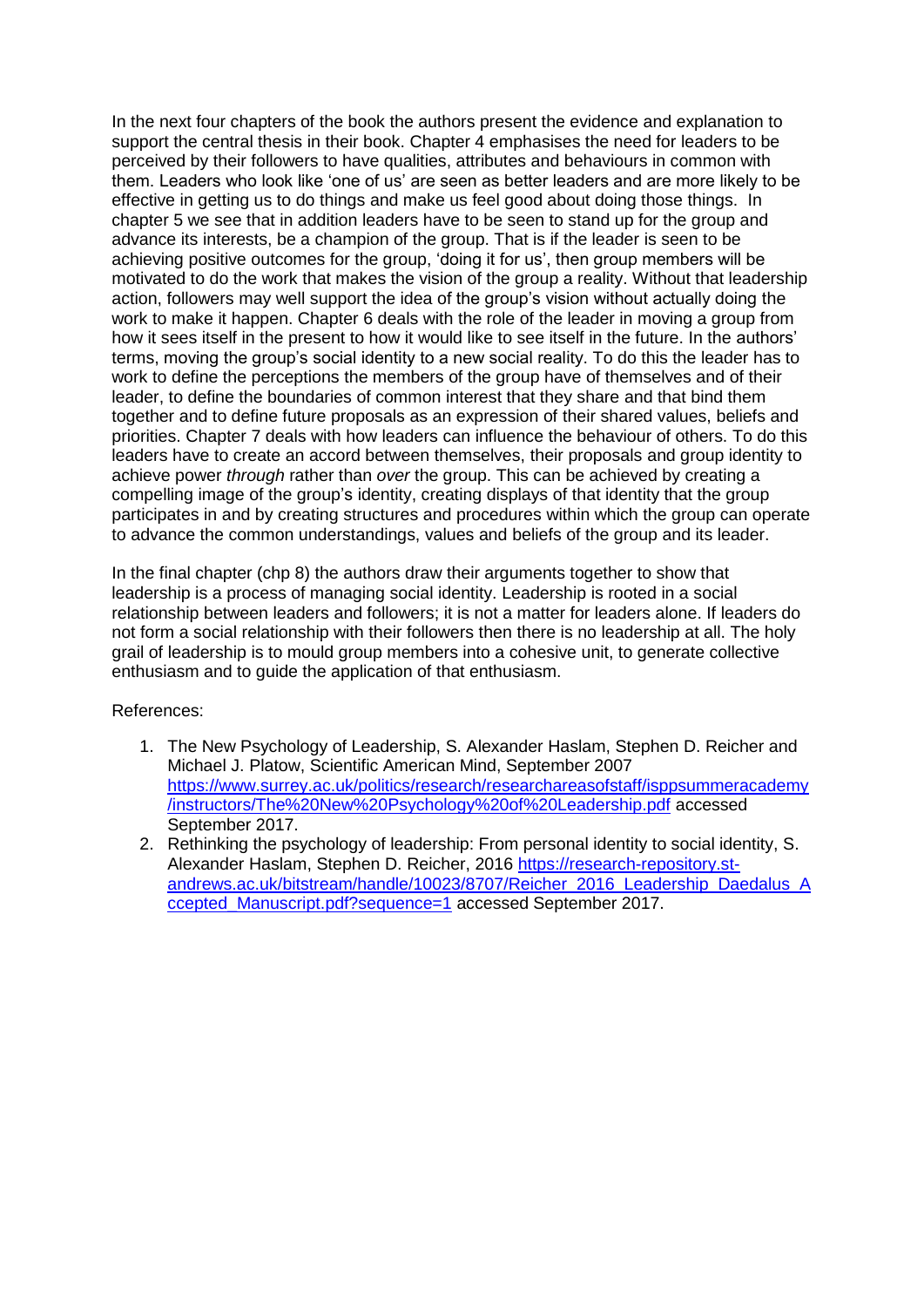In the next four chapters of the book the authors present the evidence and explanation to support the central thesis in their book. Chapter 4 emphasises the need for leaders to be perceived by their followers to have qualities, attributes and behaviours in common with them. Leaders who look like 'one of us' are seen as better leaders and are more likely to be effective in getting us to do things and make us feel good about doing those things. In chapter 5 we see that in addition leaders have to be seen to stand up for the group and advance its interests, be a champion of the group. That is if the leader is seen to be achieving positive outcomes for the group, 'doing it for us', then group members will be motivated to do the work that makes the vision of the group a reality. Without that leadership action, followers may well support the idea of the group's vision without actually doing the work to make it happen. Chapter 6 deals with the role of the leader in moving a group from how it sees itself in the present to how it would like to see itself in the future. In the authors' terms, moving the group's social identity to a new social reality. To do this the leader has to work to define the perceptions the members of the group have of themselves and of their leader, to define the boundaries of common interest that they share and that bind them together and to define future proposals as an expression of their shared values, beliefs and priorities. Chapter 7 deals with how leaders can influence the behaviour of others. To do this leaders have to create an accord between themselves, their proposals and group identity to achieve power *through* rather than *over* the group. This can be achieved by creating a compelling image of the group's identity, creating displays of that identity that the group participates in and by creating structures and procedures within which the group can operate to advance the common understandings, values and beliefs of the group and its leader.

In the final chapter (chp 8) the authors draw their arguments together to show that leadership is a process of managing social identity. Leadership is rooted in a social relationship between leaders and followers; it is not a matter for leaders alone. If leaders do not form a social relationship with their followers then there is no leadership at all. The holy grail of leadership is to mould group members into a cohesive unit, to generate collective enthusiasm and to guide the application of that enthusiasm.

References:

1. The New Psychology of Leadership, S. Alexander Haslam, Stephen D. Reicher and Michael J. Platow, Scientific American Mind, September 2007 https://www.surrey.ac.uk/politics/research/researchareasofstaff/isppsummeracademy/instructors/The%20New%20Psychology%20of%20Leadership.pdf accessed September 2017.
2. Rethinking the psychology of leadership: From personal identity to social identity, S. Alexander Haslam, Stephen D. Reicher, 2016 https://research-repository.st-andrews.ac.uk/bitstream/handle/10023/8707/Reicher_2016_Leadership_Daedalus_Accepted_Manuscript.pdf?sequence=1 accessed September 2017.